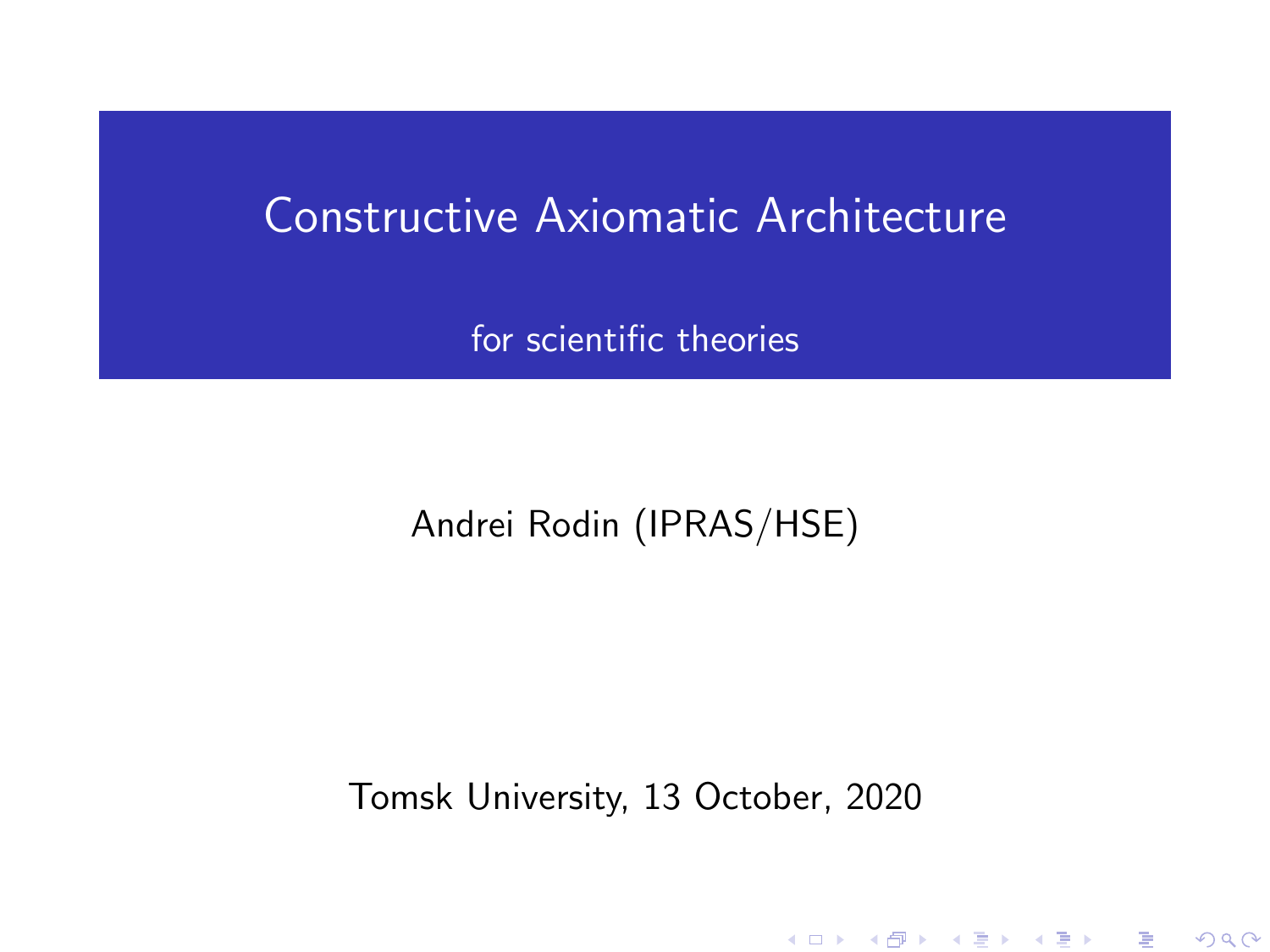# Constructive Axiomatic Architecture

## for scientific theories

Andrei Rodin (IPRAS/HSE)

Tomsk University, 13 October, 2020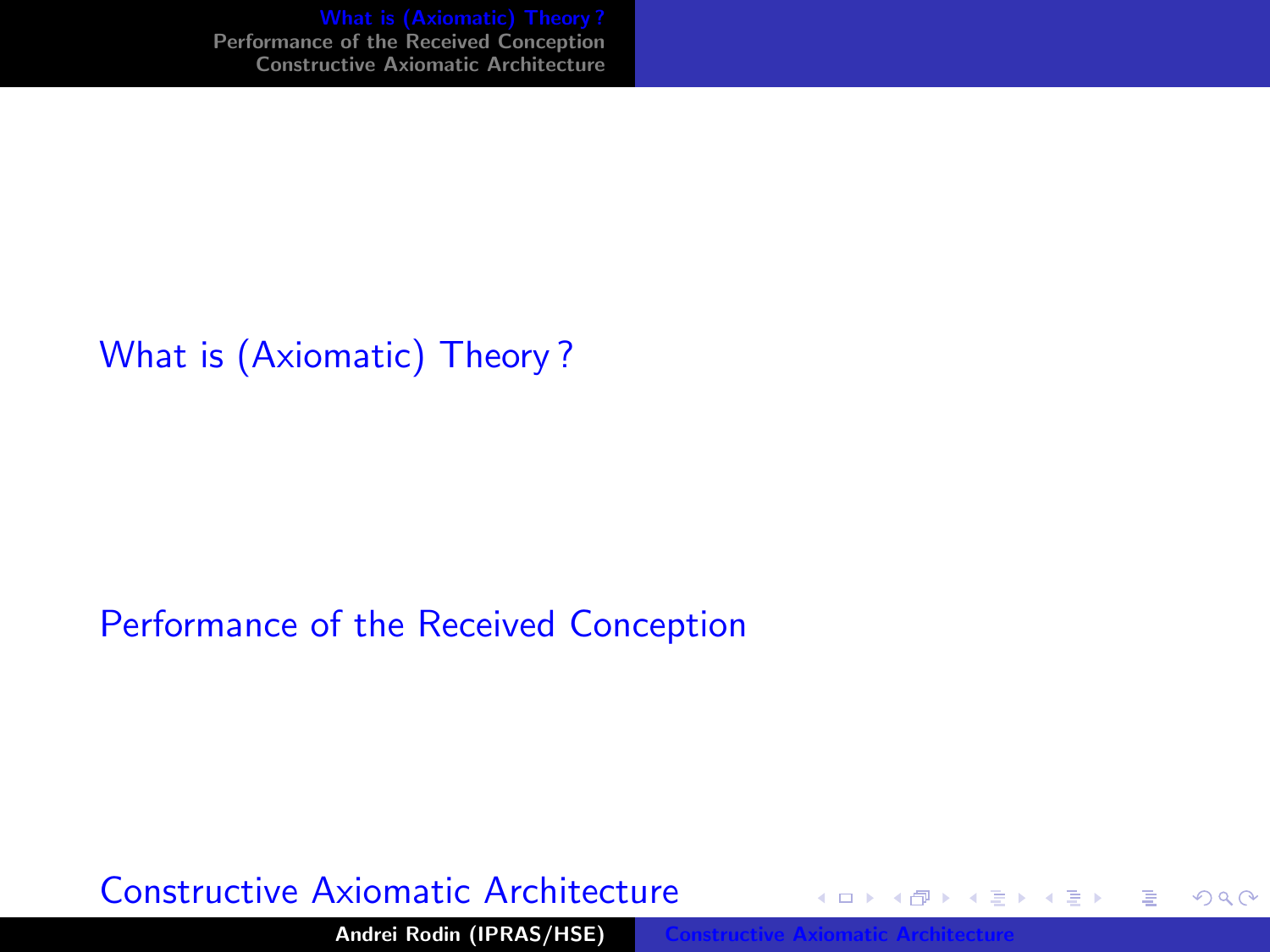What is (Axiomatic) Theory ?

Performance of the Received Conception

Constructive Axiomatic Architecture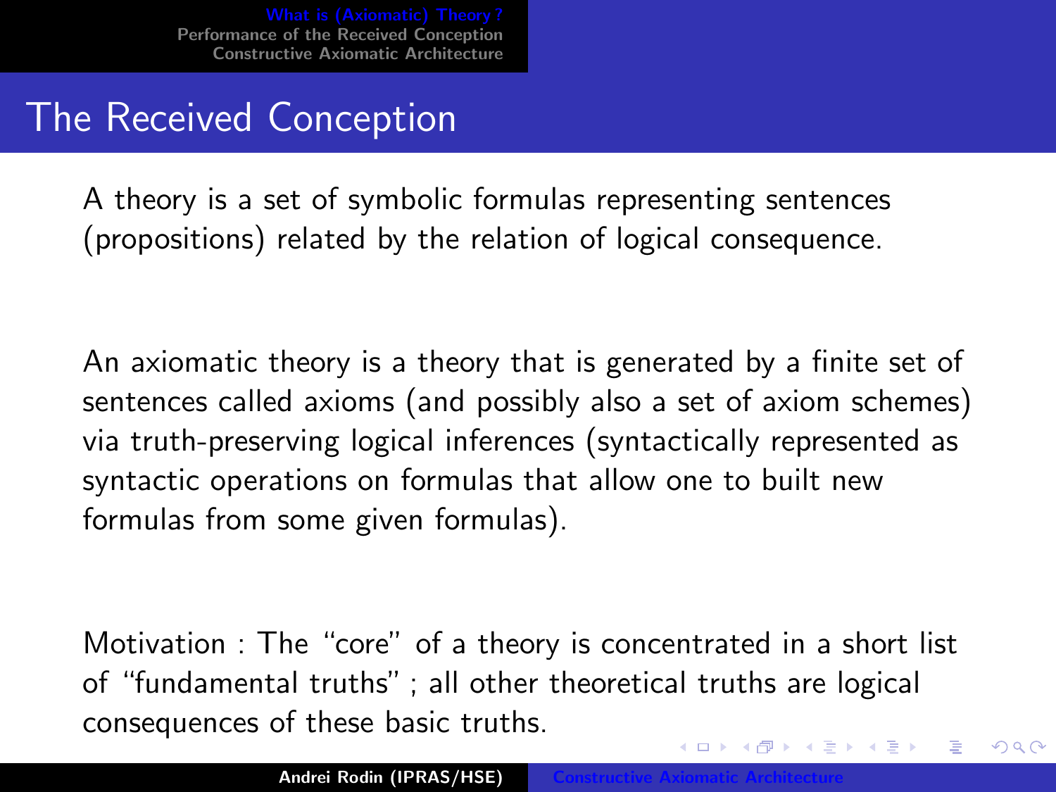# The Received Conception

A theory is a set of symbolic formulas representing sentences (propositions) related by the relation of logical consequence.

An axiomatic theory is a theory that is generated by a finite set of sentences called axioms (and possibly also a set of axiom schemes) via truth-preserving logical inferences (syntactically represented as syntactic operations on formulas that allow one to built new formulas from some given formulas).

Motivation : The "core" of a theory is concentrated in a short list of "fundamental truths" ; all other theoretical truths are logical consequences of these basic truths.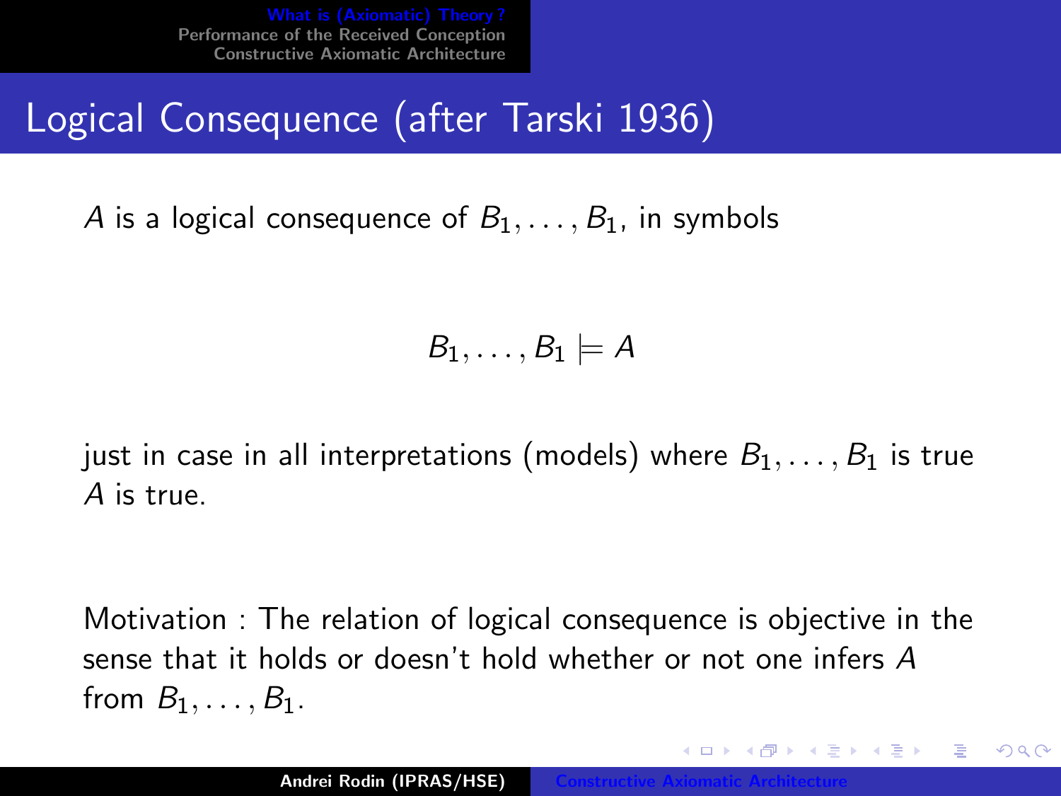# Logical Consequence (after Tarski 1936)

$A$ is a logical consequence of $B_1, \dots, B_1$, in symbols

$$B_1, \dots, B_1 \models A$$

just in case in all interpretations (models) where $B_1, \dots, B_1$ is true $A$ is true.

Motivation : The relation of logical consequence is objective in the sense that it holds or doesn't hold whether or not one infers $A$ from $B_1, \dots, B_1$.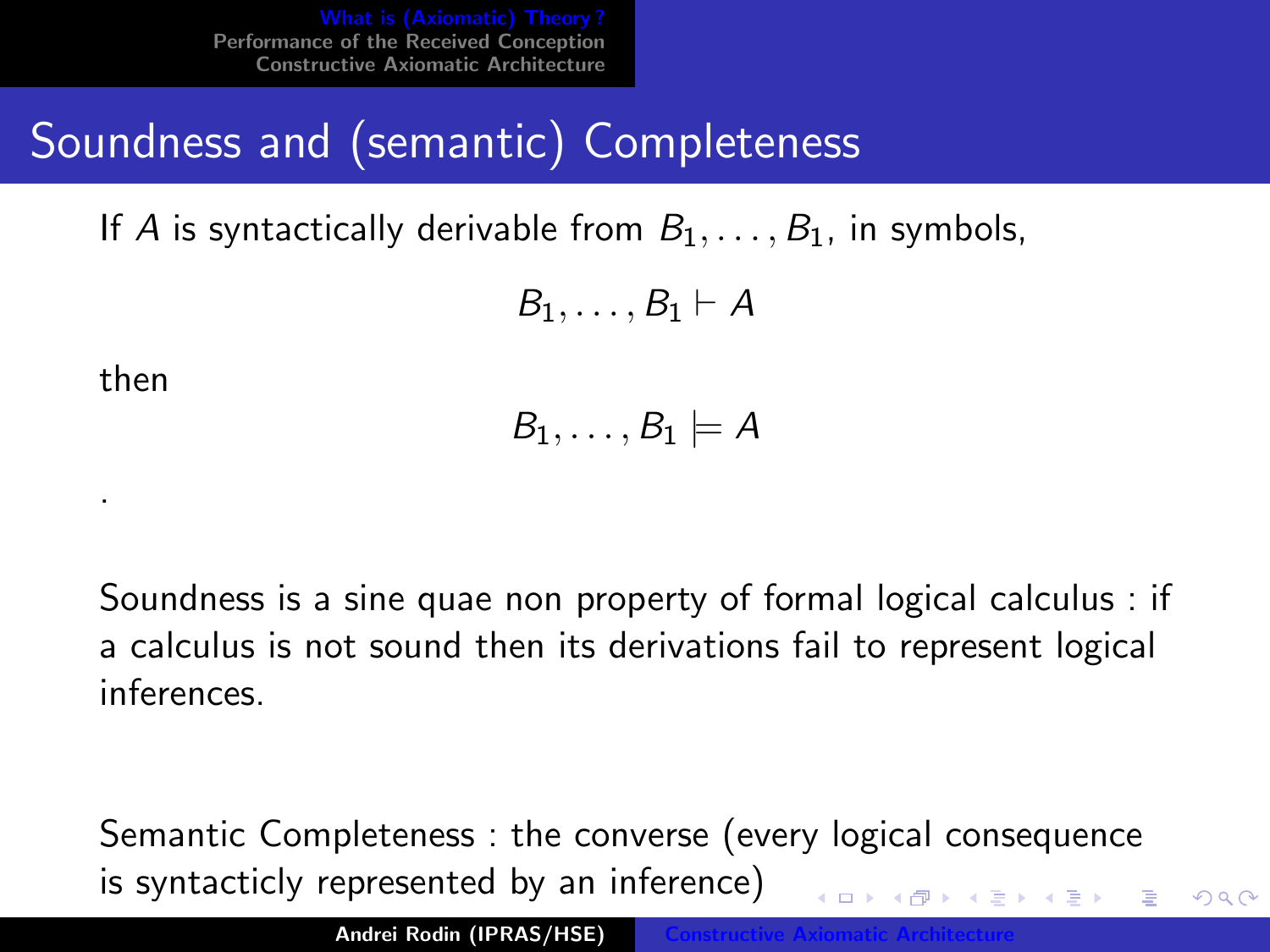# Soundness and (semantic) Completeness

If $A$ is syntactically derivable from $B_1, \ldots, B_1$, in symbols,

$$B_1, \ldots, B_1 \vdash A$$

then

$$B_1, \ldots, B_1 \models A$$

.

Soundness is a sine quae non property of formal logical calculus : if a calculus is not sound then its derivations fail to represent logical inferences.

Semantic Completeness : the converse (every logical consequence is syntacticly represented by an inference)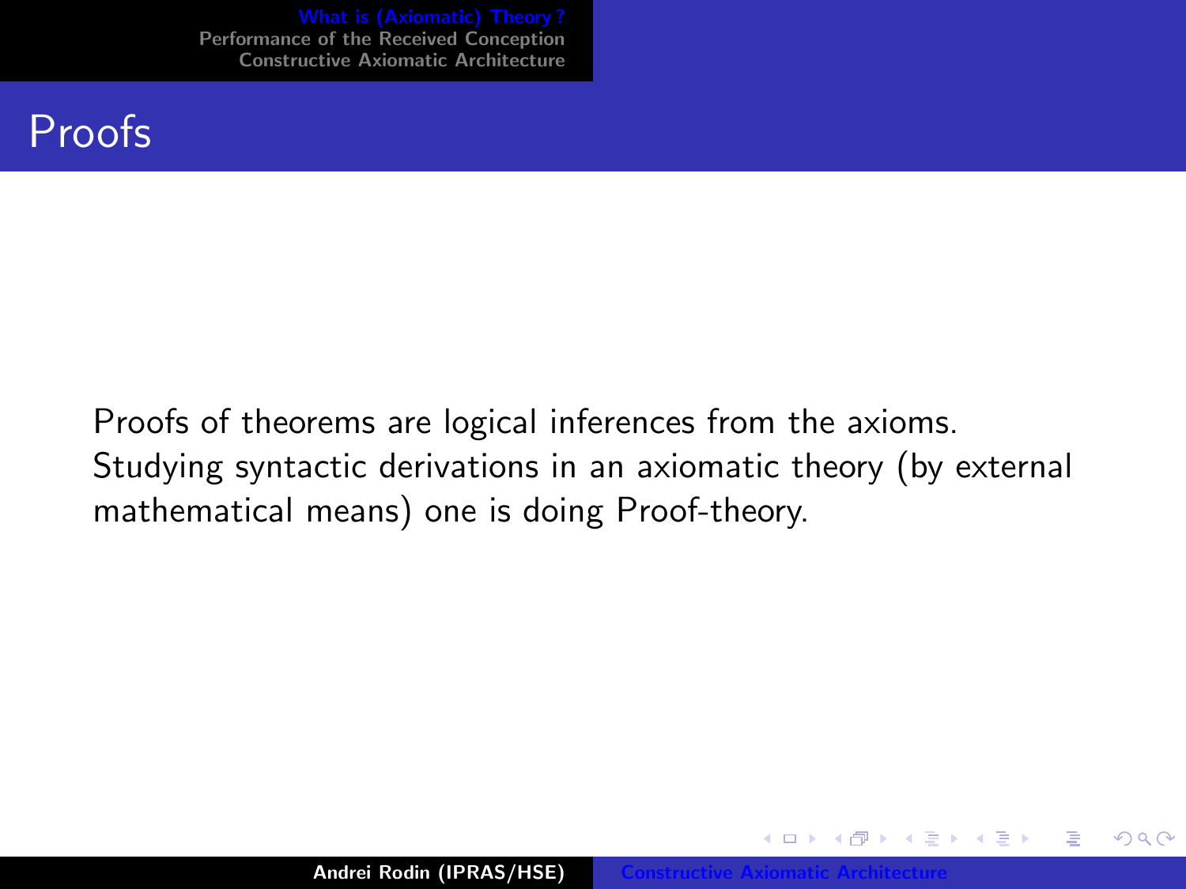# Proofs

Proofs of theorems are logical inferences from the axioms. Studying syntactic derivations in an axiomatic theory (by external mathematical means) one is doing Proof-theory.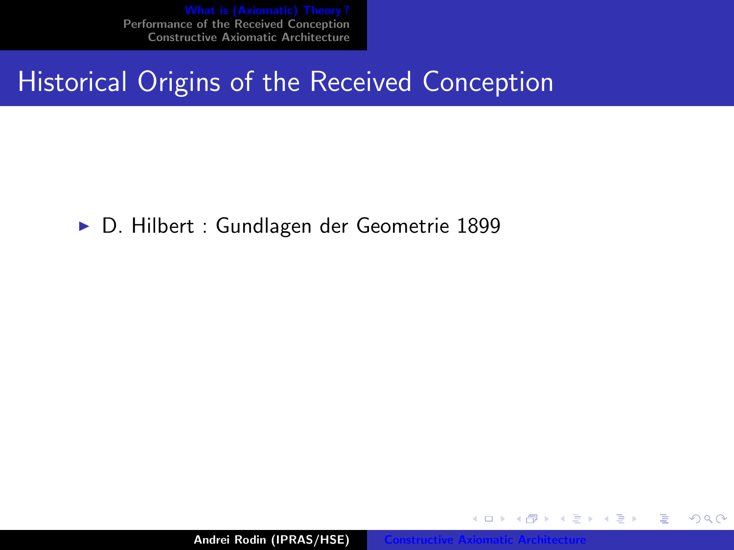# Historical Origins of the Received Conception

- D. Hilbert : Gundlagen der Geometrie 1899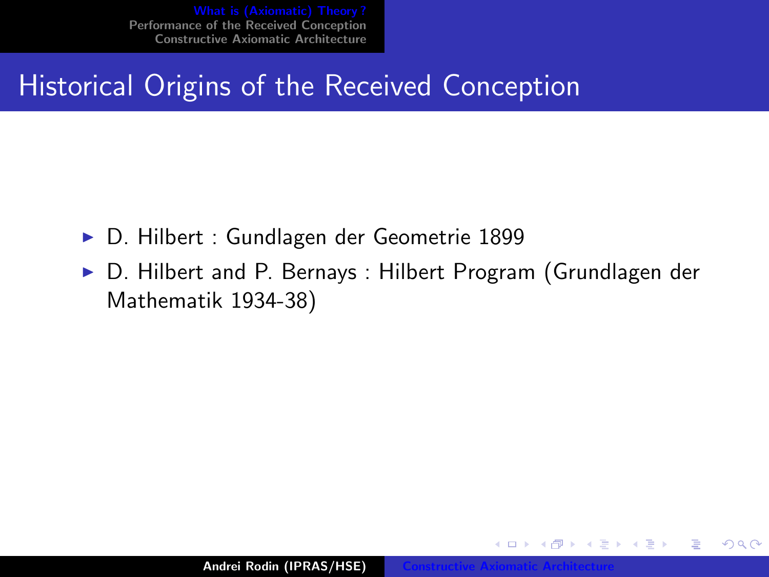## Historical Origins of the Received Conception

- D. Hilbert : Gundlagen der Geometrie 1899
- D. Hilbert and P. Bernays : Hilbert Program (Grundlagen der Mathematik 1934-38)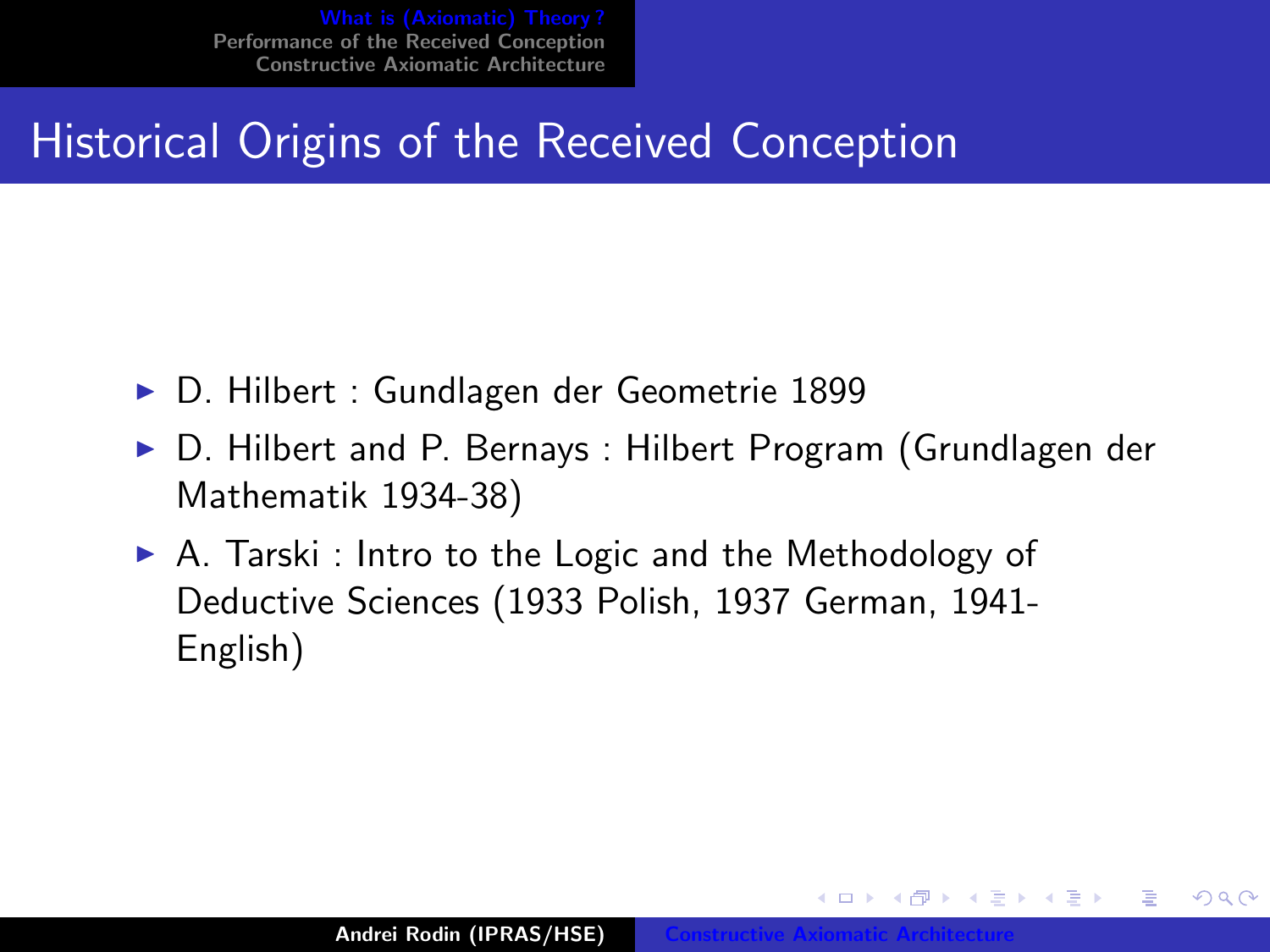# Historical Origins of the Received Conception

- D. Hilbert : Gundlagen der Geometrie 1899
- D. Hilbert and P. Bernays : Hilbert Program (Grundlagen der Mathematik 1934-38)
- A. Tarski : Intro to the Logic and the Methodology of Deductive Sciences (1933 Polish, 1937 German, 1941- English)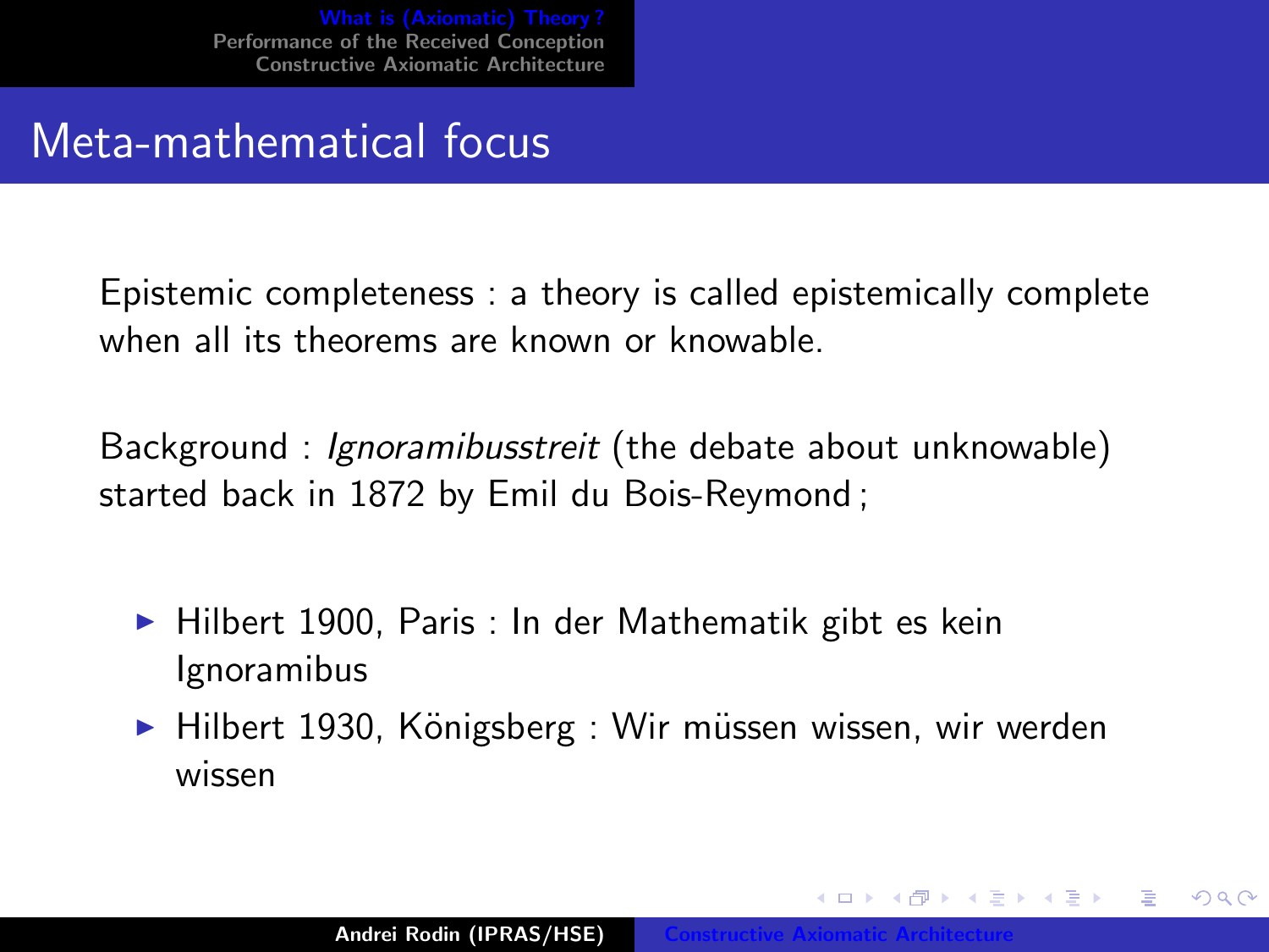# Meta-mathematical focus

Epistemic completeness : a theory is called epistemically complete when all its theorems are known or knowable.

Background : *Ignoramibusstreit* (the debate about unknowable) started back in 1872 by Emil du Bois-Reymond ;

- Hilbert 1900, Paris : In der Mathematik gibt es kein Ignoramibus
- Hilbert 1930, Königsberg : Wir müssen wissen, wir werden wissen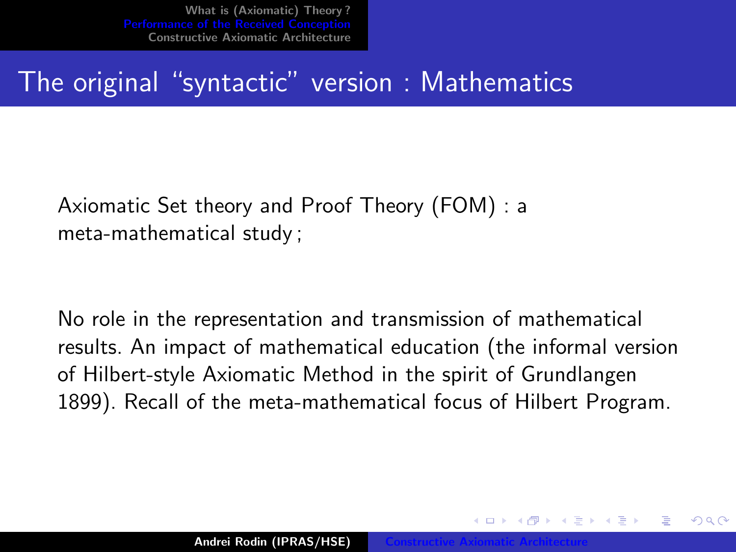# The original "syntactic" version : Mathematics

Axiomatic Set theory and Proof Theory (FOM) : a meta-mathematical study ;

No role in the representation and transmission of mathematical results. An impact of mathematical education (the informal version of Hilbert-style Axiomatic Method in the spirit of Grundlangen 1899). Recall of the meta-mathematical focus of Hilbert Program.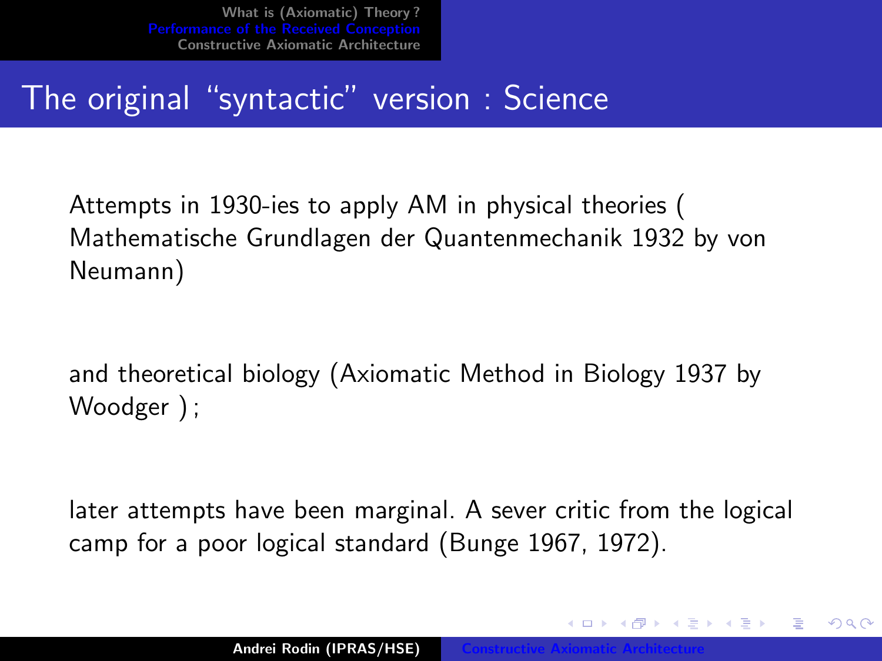# The original "syntactic" version : Science

Attempts in 1930-ies to apply AM in physical theories ( Mathematische Grundlagen der Quantenmechanik 1932 by von Neumann)

and theoretical biology (Axiomatic Method in Biology 1937 by Woodger ) ;

later attempts have been marginal. A sever critic from the logical camp for a poor logical standard (Bunge 1967, 1972).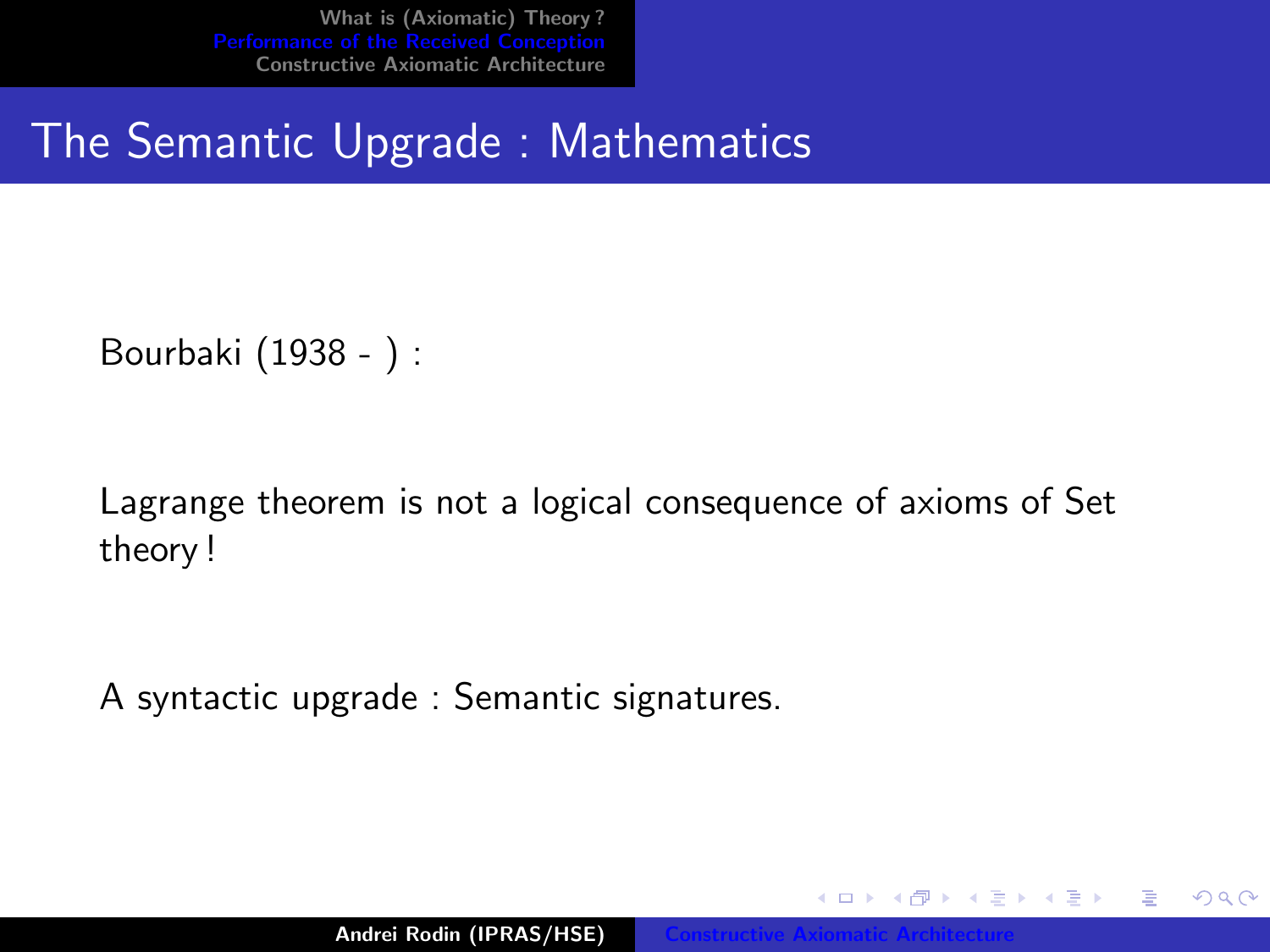## The Semantic Upgrade : Mathematics

Bourbaki (1938 - ) :

Lagrange theorem is not a logical consequence of axioms of Set theory !

A syntactic upgrade : Semantic signatures.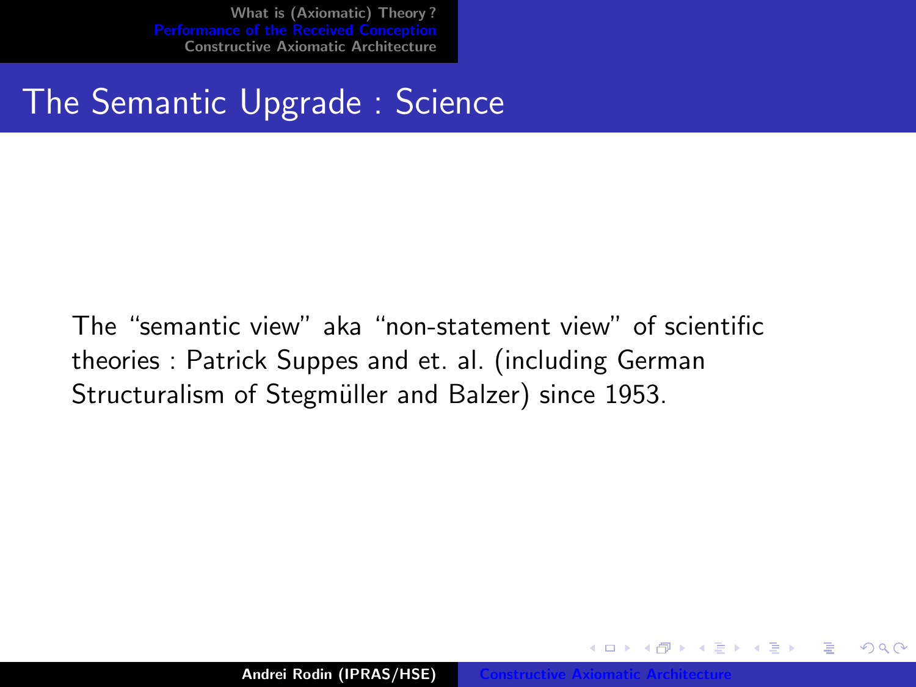# The Semantic Upgrade : Science

The "semantic view" aka "non-statement view" of scientific theories : Patrick Suppes and et. al. (including German Structuralism of Stegmüller and Balzer) since 1953.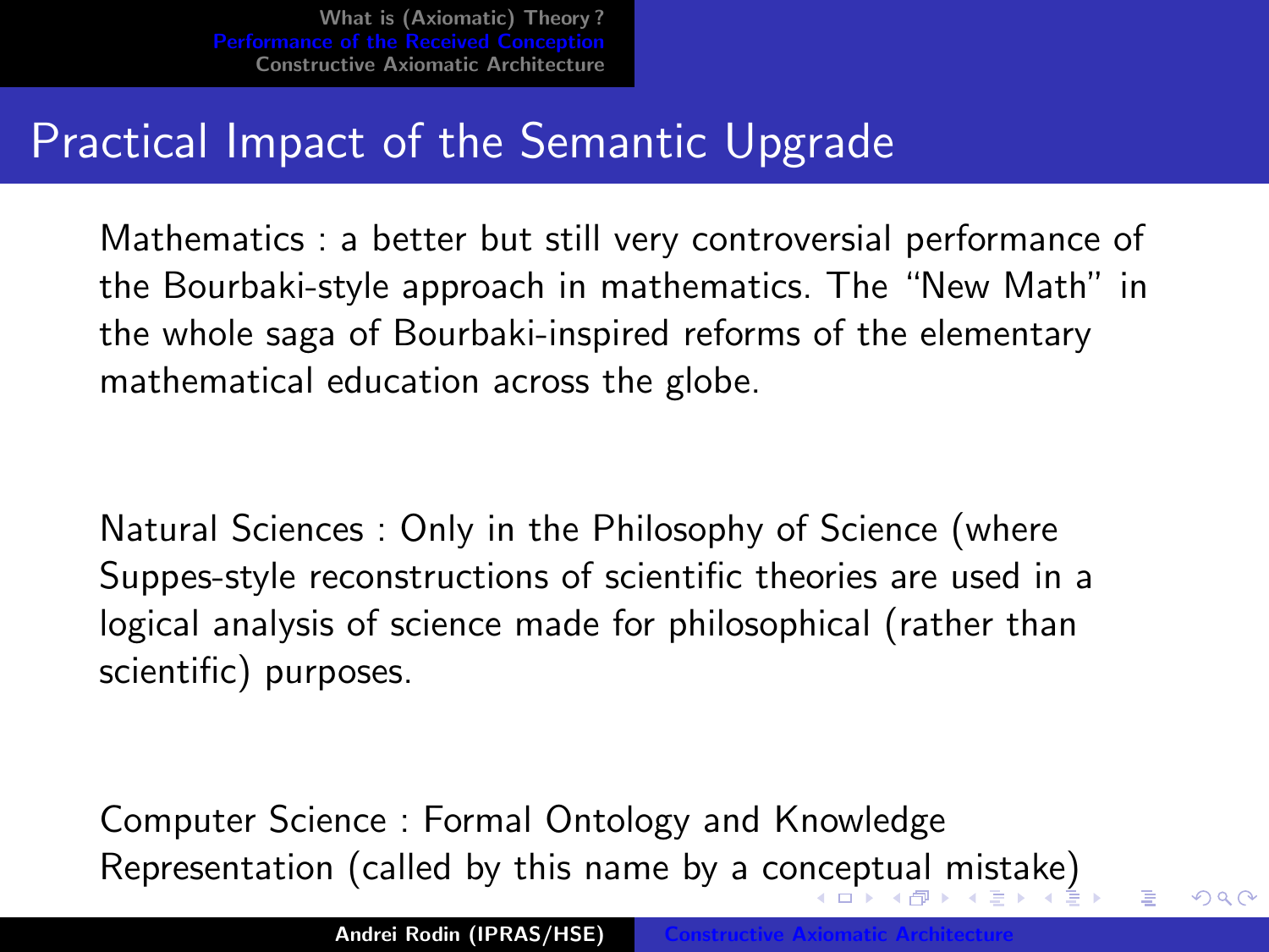## Practical Impact of the Semantic Upgrade

Mathematics : a better but still very controversial performance of the Bourbaki-style approach in mathematics. The "New Math" in the whole saga of Bourbaki-inspired reforms of the elementary mathematical education across the globe.

Natural Sciences : Only in the Philosophy of Science (where Suppes-style reconstructions of scientific theories are used in a logical analysis of science made for philosophical (rather than scientific) purposes.

Computer Science : Formal Ontology and Knowledge Representation (called by this name by a conceptual mistake)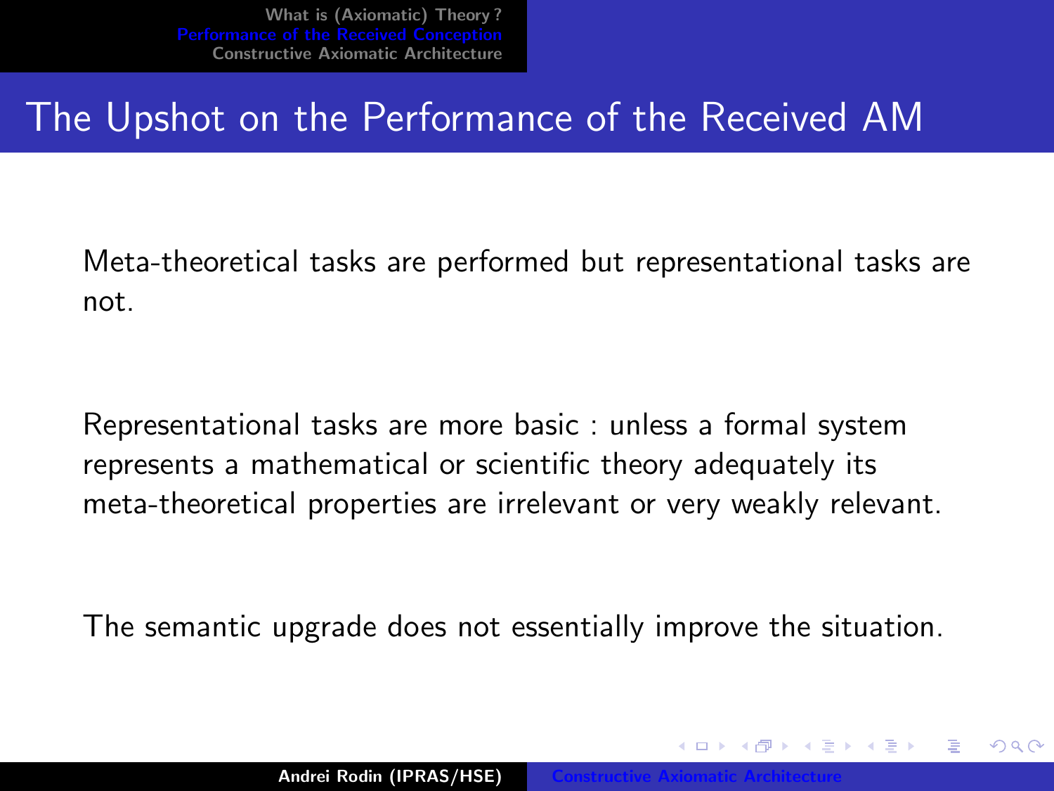# The Upshot on the Performance of the Received AM

Meta-theoretical tasks are performed but representational tasks are not.

Representational tasks are more basic : unless a formal system represents a mathematical or scientific theory adequately its meta-theoretical properties are irrelevant or very weakly relevant.

The semantic upgrade does not essentially improve the situation.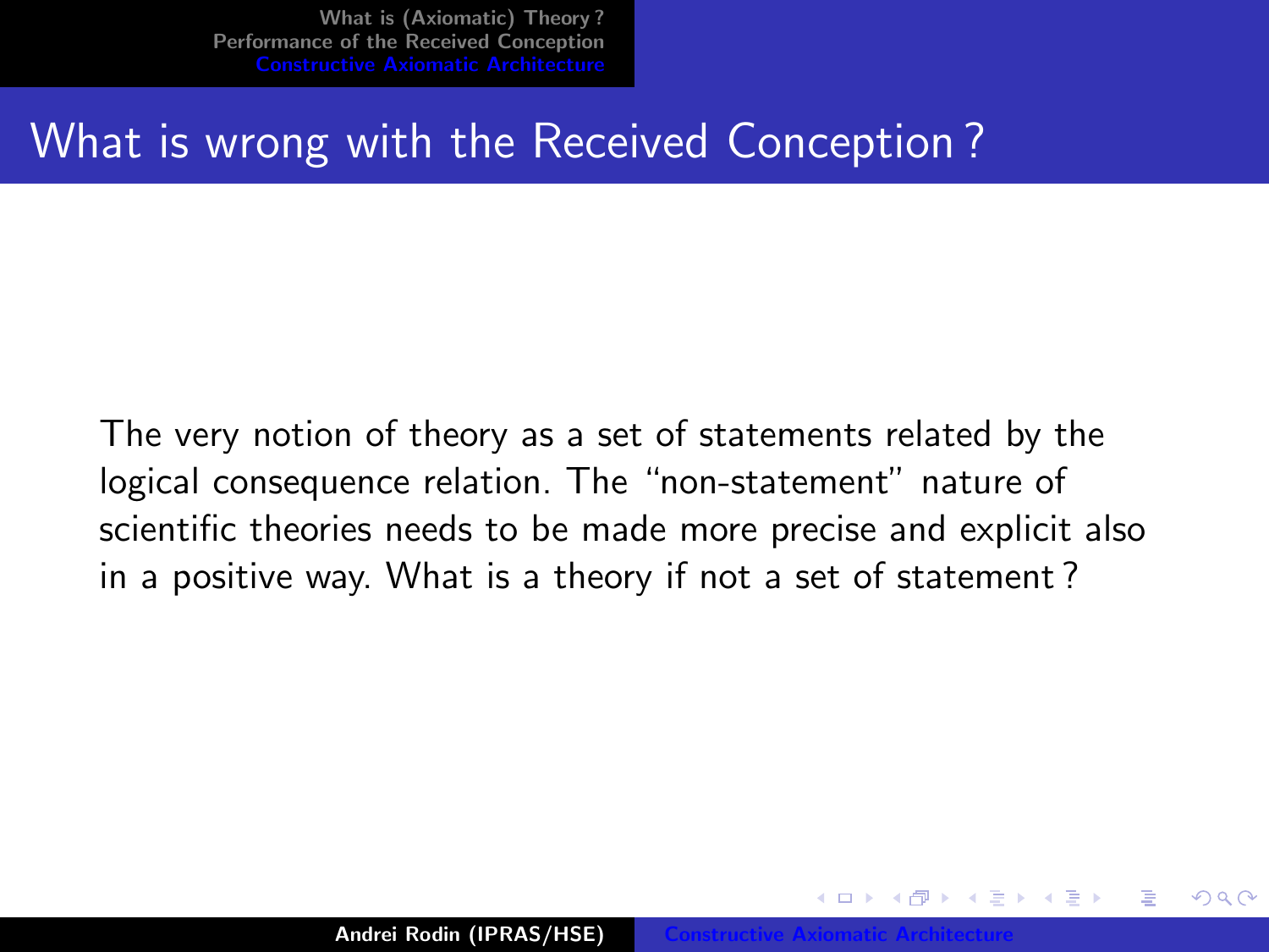# What is wrong with the Received Conception ?

The very notion of theory as a set of statements related by the logical consequence relation. The "non-statement" nature of scientific theories needs to be made more precise and explicit also in a positive way. What is a theory if not a set of statement ?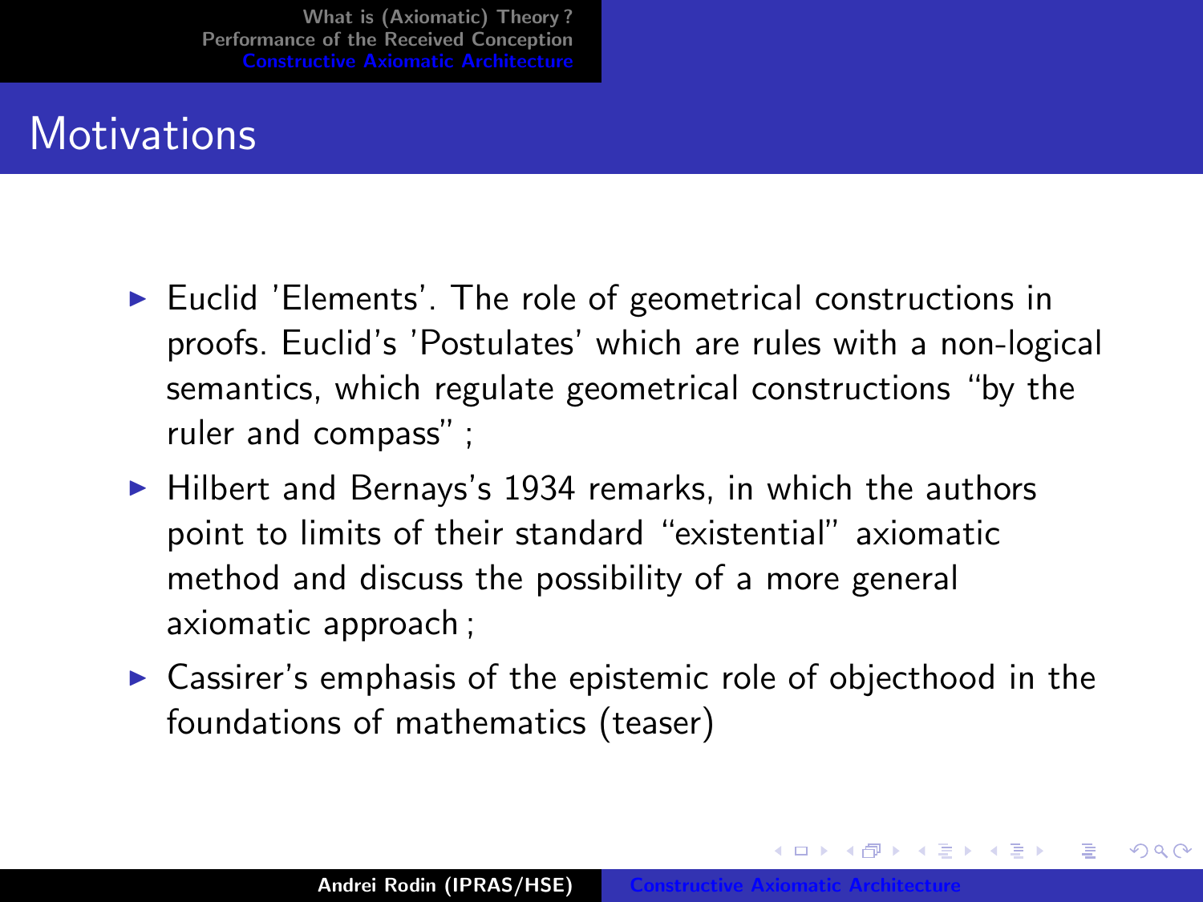## Motivations

- Euclid 'Elements'. The role of geometrical constructions in proofs. Euclid's 'Postulates' which are rules with a non-logical semantics, which regulate geometrical constructions "by the ruler and compass" ;
- Hilbert and Bernays's 1934 remarks, in which the authors point to limits of their standard "existential" axiomatic method and discuss the possibility of a more general axiomatic approach ;
- Cassirer's emphasis of the epistemic role of objecthood in the foundations of mathematics (teaser)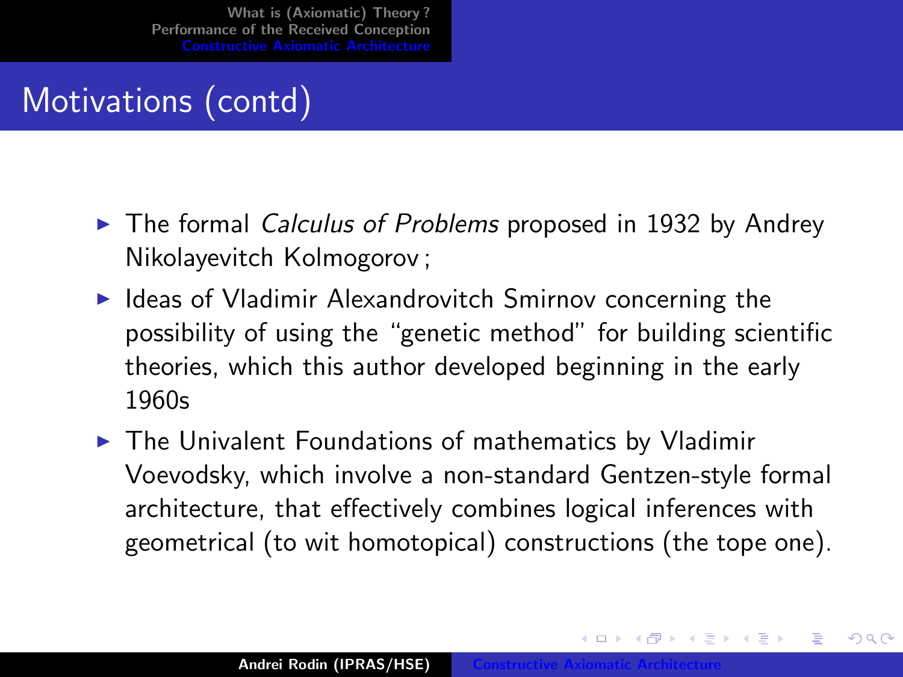## Motivations (contd)

- The formal *Calculus of Problems* proposed in 1932 by Andrey Nikolayevitch Kolmogorov ;
- Ideas of Vladimir Alexandrovitch Smirnov concerning the possibility of using the "genetic method" for building scientific theories, which this author developed beginning in the early 1960s
- The Univalent Foundations of mathematics by Vladimir Voevodsky, which involve a non-standard Gentzen-style formal architecture, that effectively combines logical inferences with geometrical (to wit homotopical) constructions (the tope one).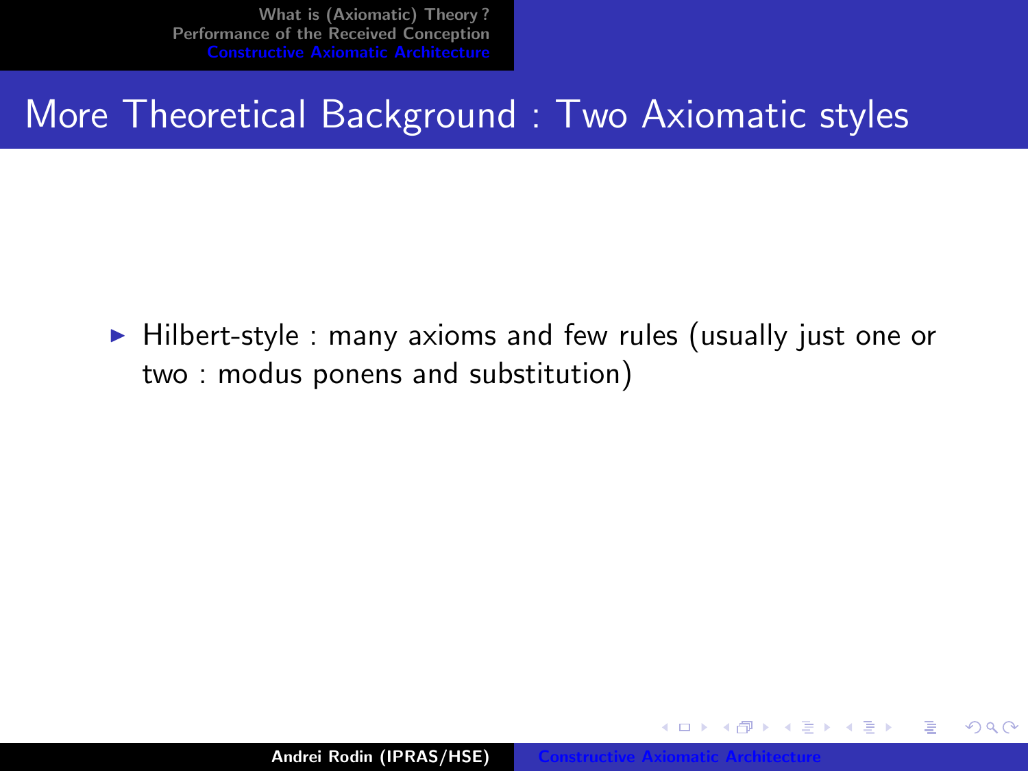## More Theoretical Background : Two Axiomatic styles

- Hilbert-style : many axioms and few rules (usually just one or two : modus ponens and substitution)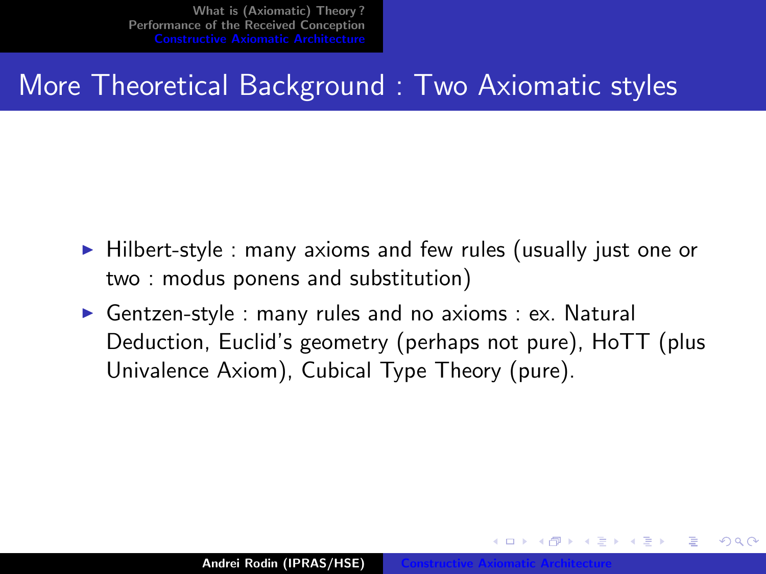# More Theoretical Background : Two Axiomatic styles

- Hilbert-style : many axioms and few rules (usually just one or two : modus ponens and substitution)
- Gentzen-style : many rules and no axioms : ex. Natural Deduction, Euclid's geometry (perhaps not pure), HoTT (plus Univalence Axiom), Cubical Type Theory (pure).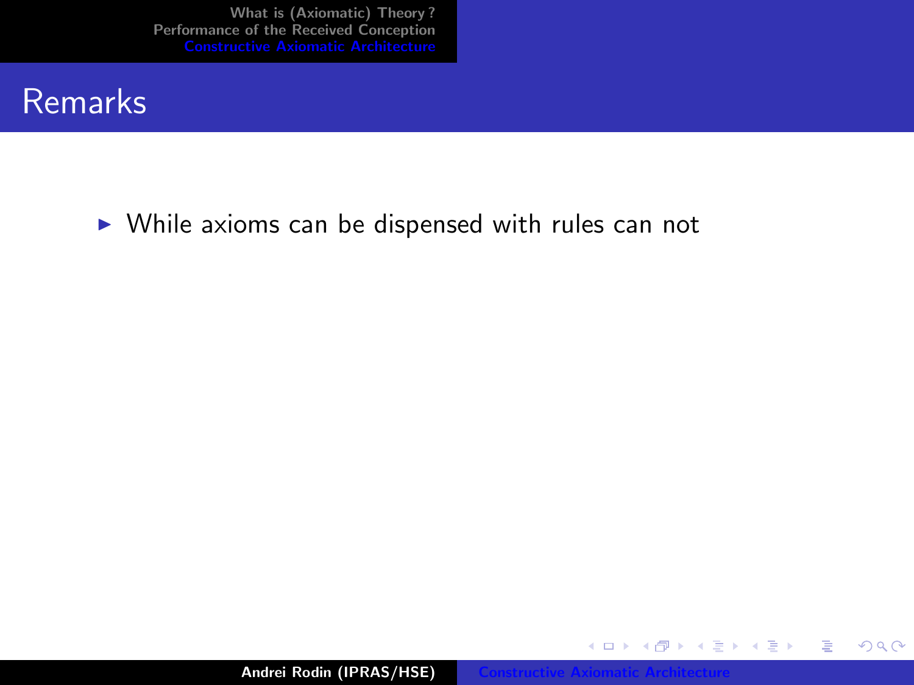## Remarks

- While axioms can be dispensed with rules can not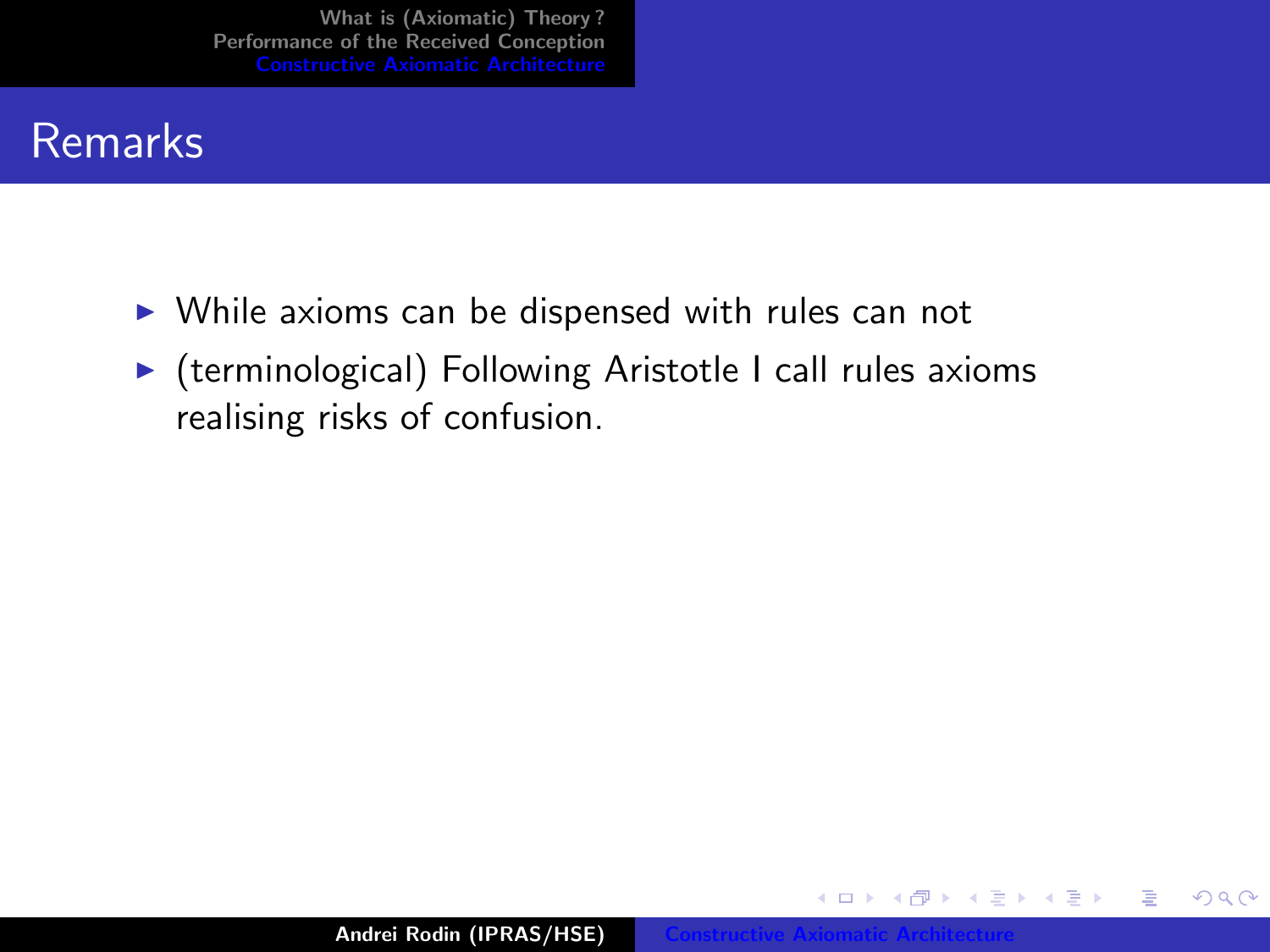# Remarks

- While axioms can be dispensed with rules can not
- (terminological) Following Aristotle I call rules axioms realising risks of confusion.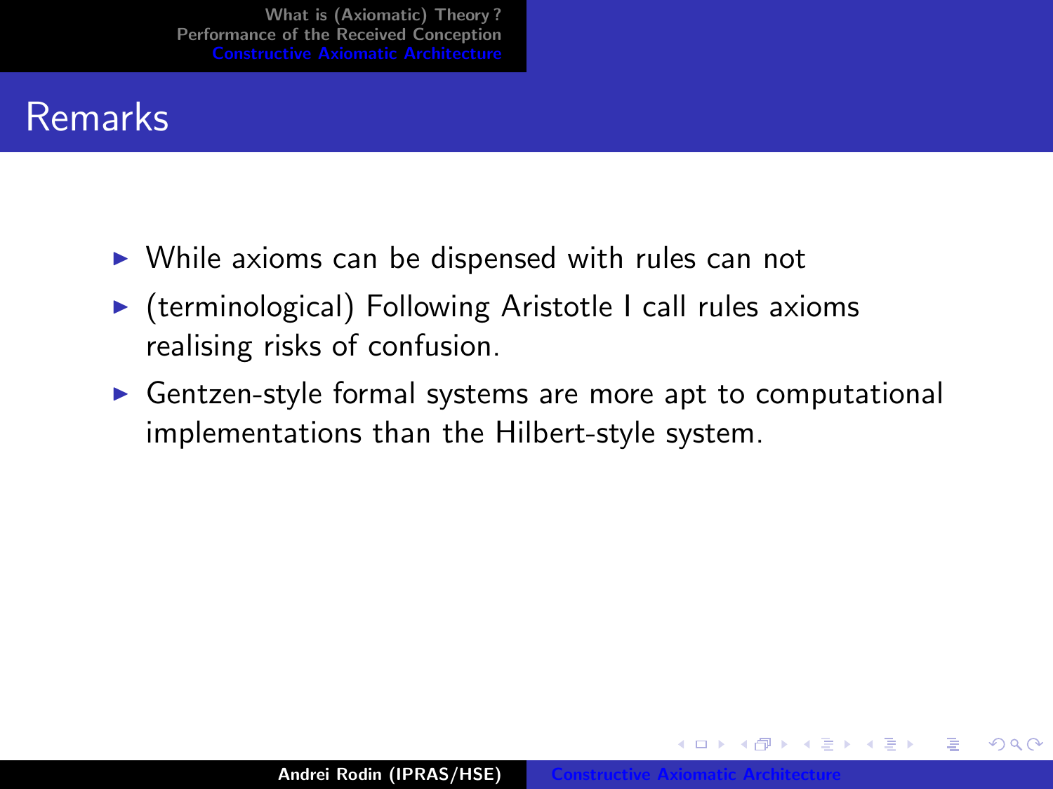# Remarks

- While axioms can be dispensed with rules can not
- (terminological) Following Aristotle I call rules axioms realising risks of confusion.
- Gentzen-style formal systems are more apt to computational implementations than the Hilbert-style system.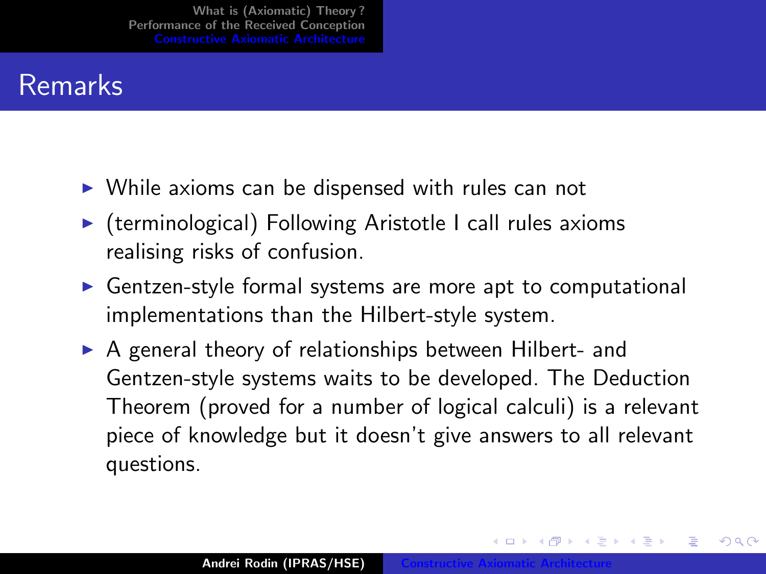## Remarks

- While axioms can be dispensed with rules can not
- (terminological) Following Aristotle I call rules axioms realising risks of confusion.
- Gentzen-style formal systems are more apt to computational implementations than the Hilbert-style system.
- A general theory of relationships between Hilbert- and Gentzen-style systems waits to be developed. The Deduction Theorem (proved for a number of logical calculi) is a relevant piece of knowledge but it doesn't give answers to all relevant questions.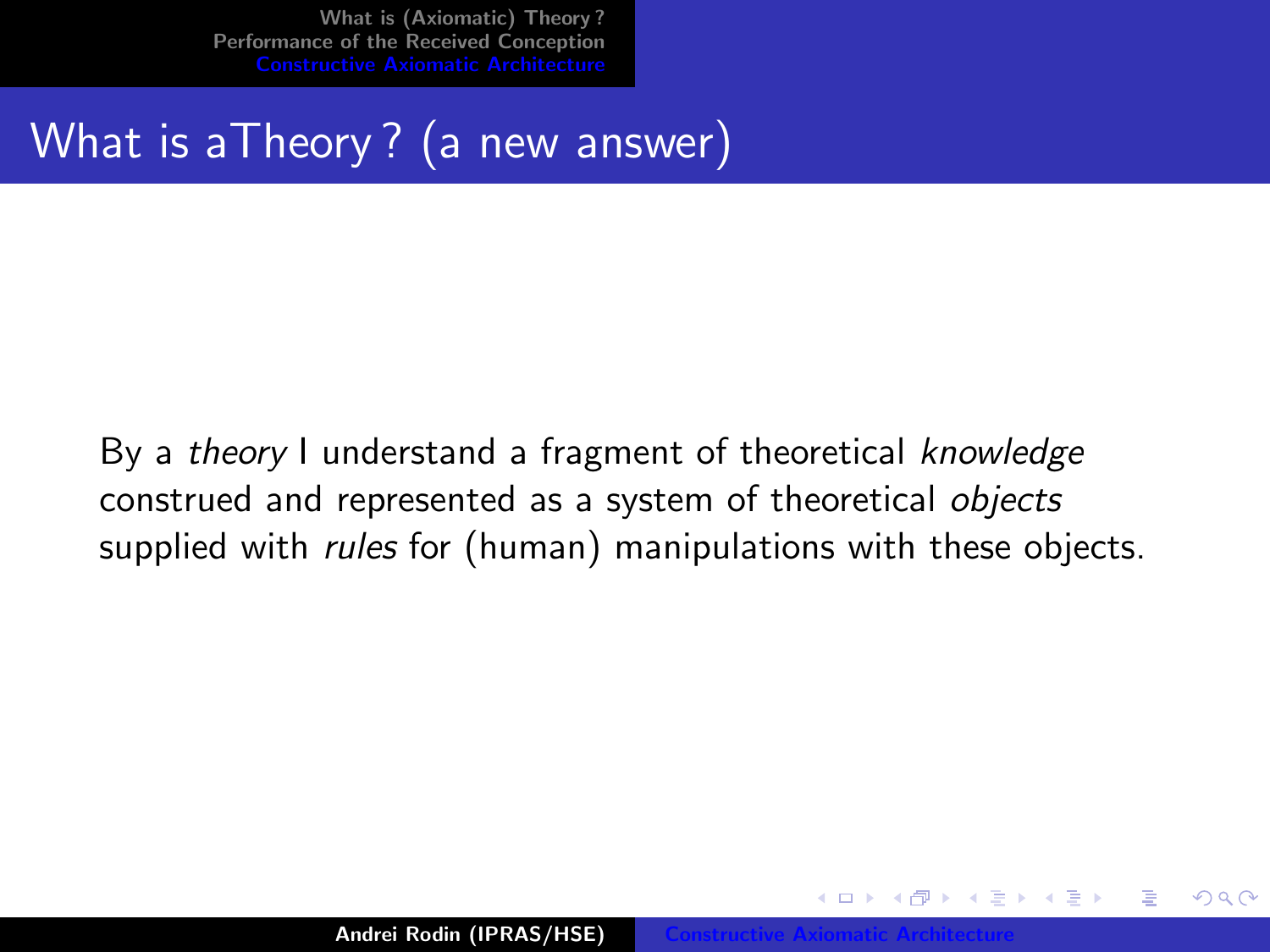## What is aTheory ? (a new answer)

By a *theory* I understand a fragment of theoretical *knowledge* construed and represented as a system of theoretical *objects* supplied with *rules* for (human) manipulations with these objects.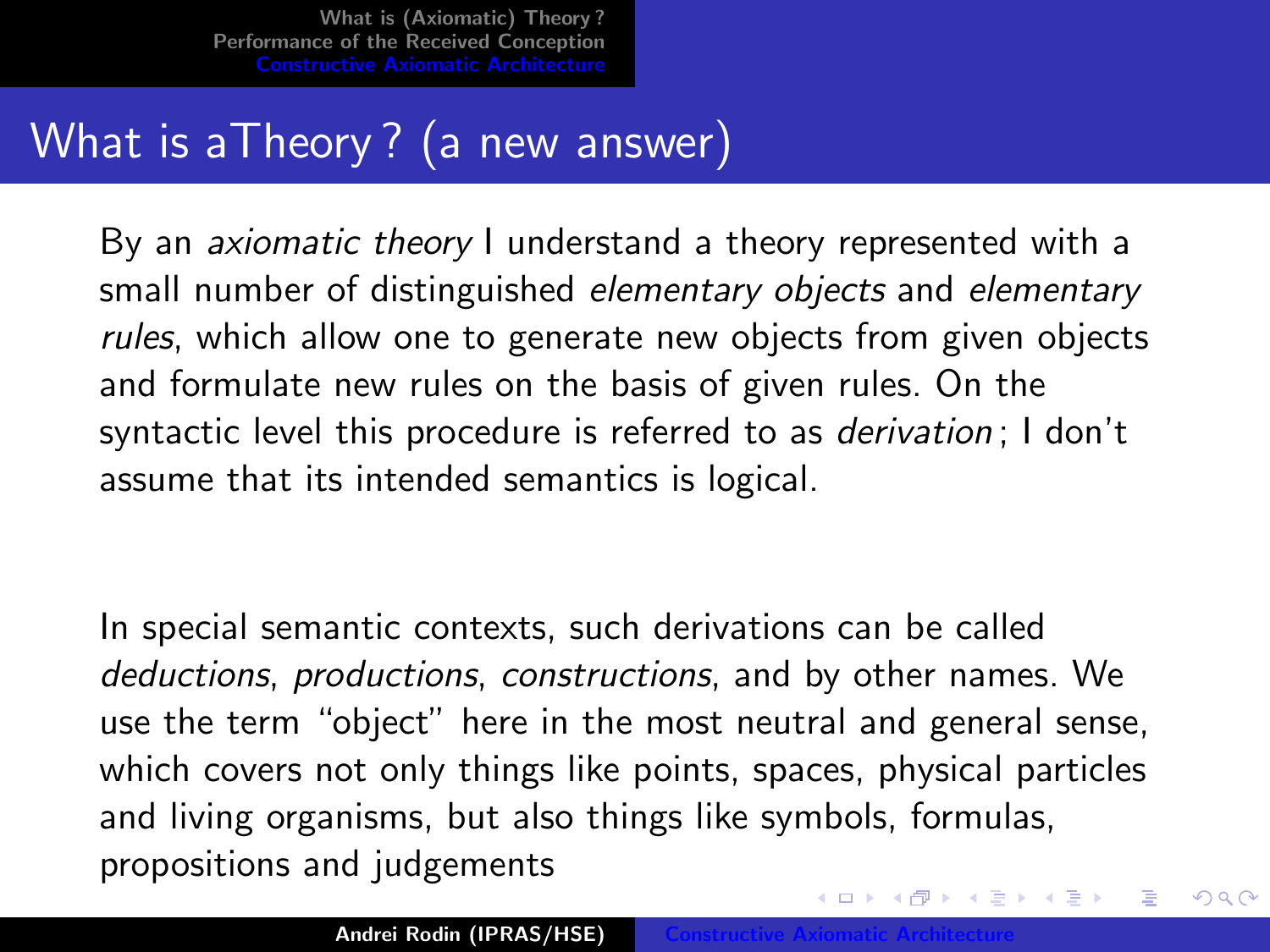# What is aTheory ? (a new answer)

By an *axiomatic theory* I understand a theory represented with a small number of distinguished *elementary objects* and *elementary rules*, which allow one to generate new objects from given objects and formulate new rules on the basis of given rules. On the syntactic level this procedure is referred to as *derivation* ; I don't assume that its intended semantics is logical.

In special semantic contexts, such derivations can be called *deductions*, *productions*, *constructions*, and by other names. We use the term "object" here in the most neutral and general sense, which covers not only things like points, spaces, physical particles and living organisms, but also things like symbols, formulas, propositions and judgements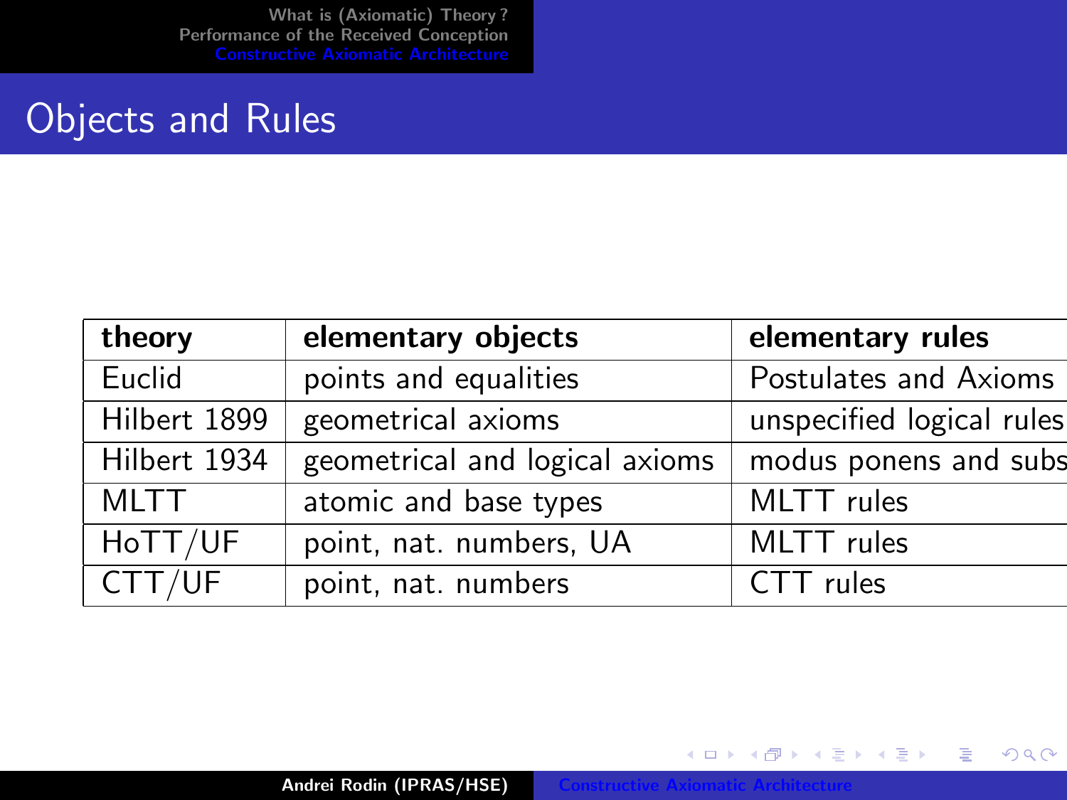# Objects and Rules

| theory | elementary objects | elementary rules |
| --- | --- | --- |
| Euclid | points and equalities | Postulates and Axioms |
| Hilbert 1899 | geometrical axioms | unspecified logical rules |
| Hilbert 1934 | geometrical and logical axioms | modus ponens and subs |
| MLTT | atomic and base types | MLTT rules |
| HoTT/UF | point, nat. numbers, UA | MLTT rules |
| CTT/UF | point, nat. numbers | CTT rules |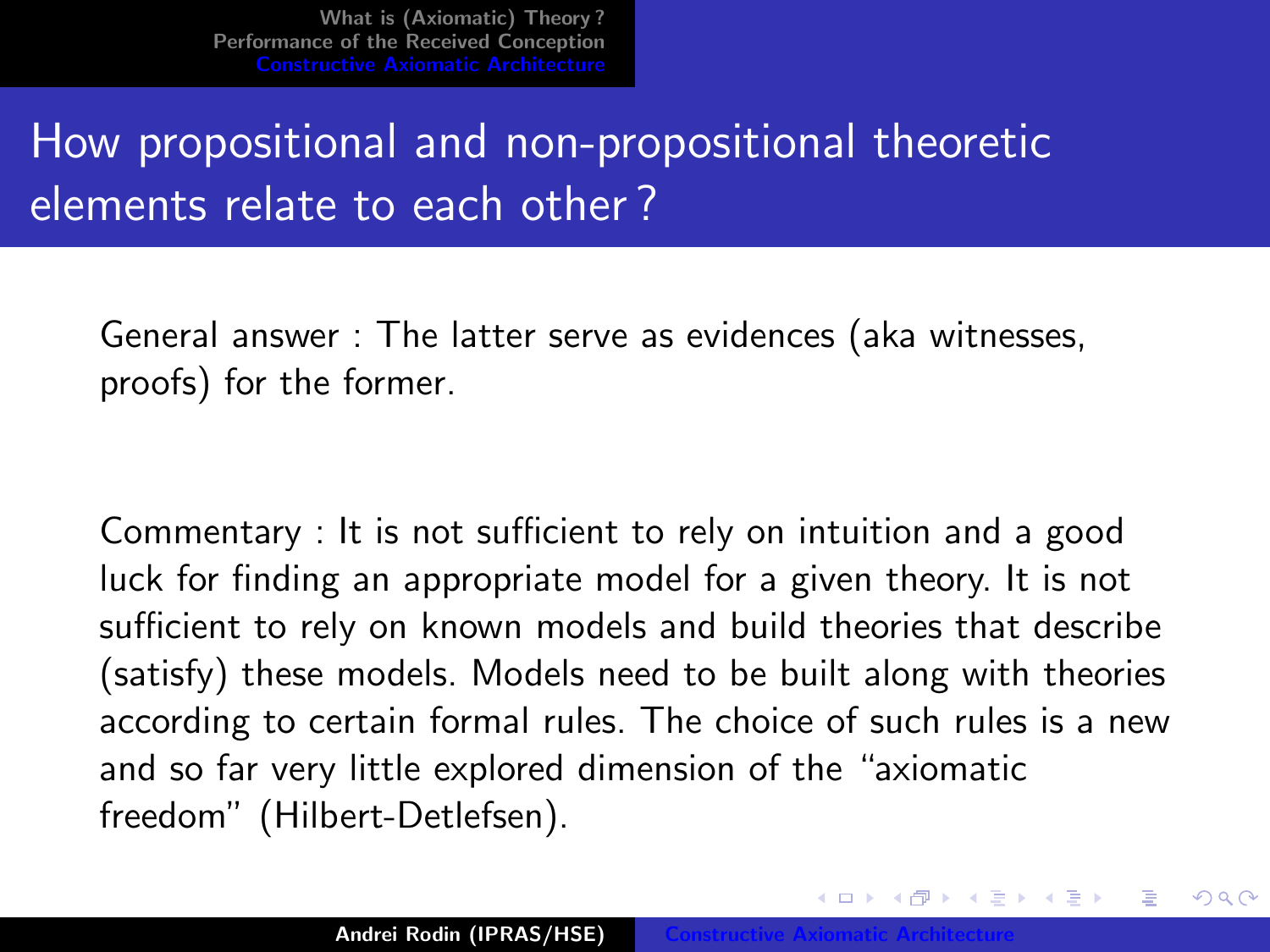# How propositional and non-propositional theoretic elements relate to each other ?

General answer : The latter serve as evidences (aka witnesses, proofs) for the former.

Commentary : It is not sufficient to rely on intuition and a good luck for finding an appropriate model for a given theory. It is not sufficient to rely on known models and build theories that describe (satisfy) these models. Models need to be built along with theories according to certain formal rules. The choice of such rules is a new and so far very little explored dimension of the "axiomatic freedom" (Hilbert-Detlefsen).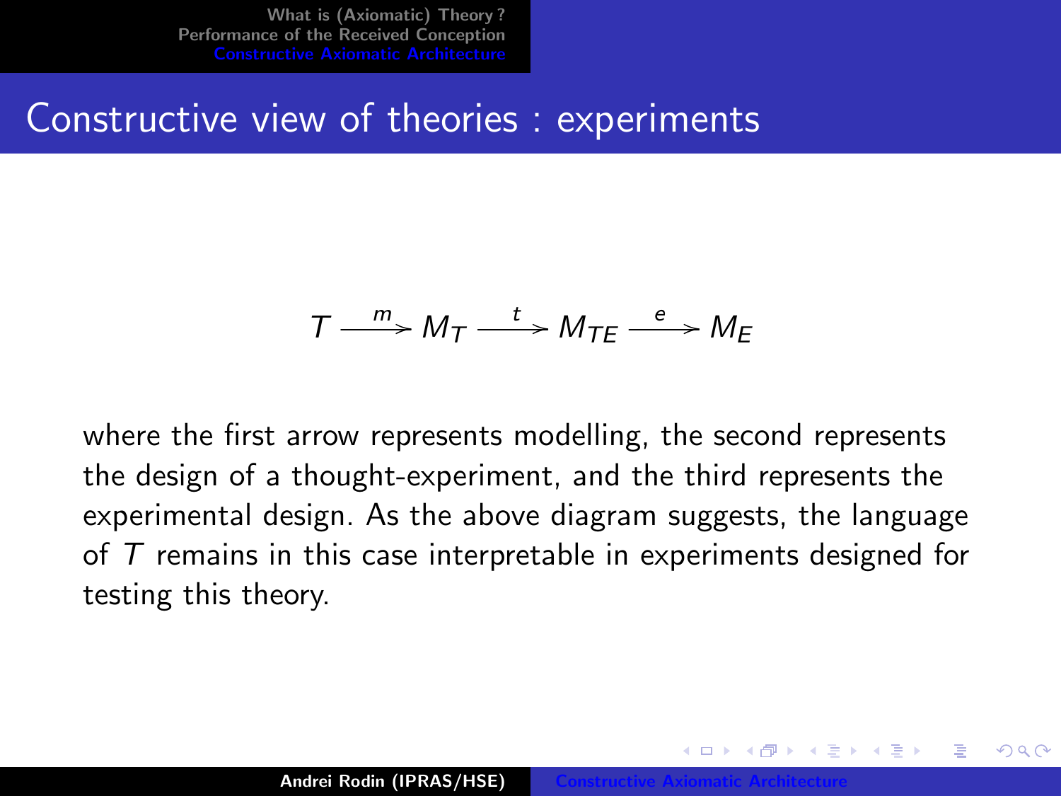# Constructive view of theories : experiments

$$T \xrightarrow{m} M_T \xrightarrow{t} M_{TE} \xrightarrow{e} M_E$$

where the first arrow represents modelling, the second represents the design of a thought-experiment, and the third represents the experimental design. As the above diagram suggests, the language of $T$ remains in this case interpretable in experiments designed for testing this theory.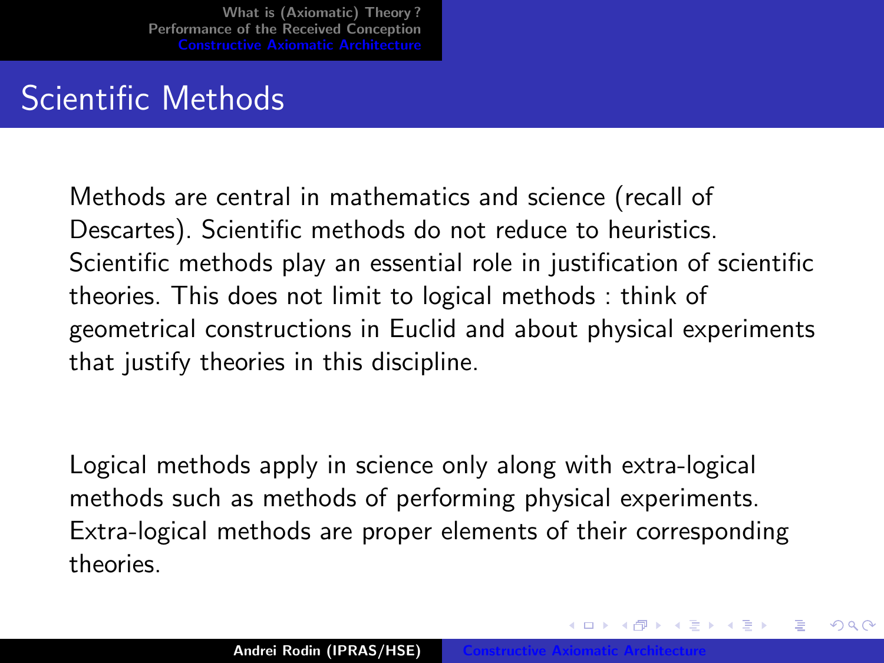# Scientific Methods

Methods are central in mathematics and science (recall of Descartes). Scientific methods do not reduce to heuristics. Scientific methods play an essential role in justification of scientific theories. This does not limit to logical methods : think of geometrical constructions in Euclid and about physical experiments that justify theories in this discipline.

Logical methods apply in science only along with extra-logical methods such as methods of performing physical experiments. Extra-logical methods are proper elements of their corresponding theories.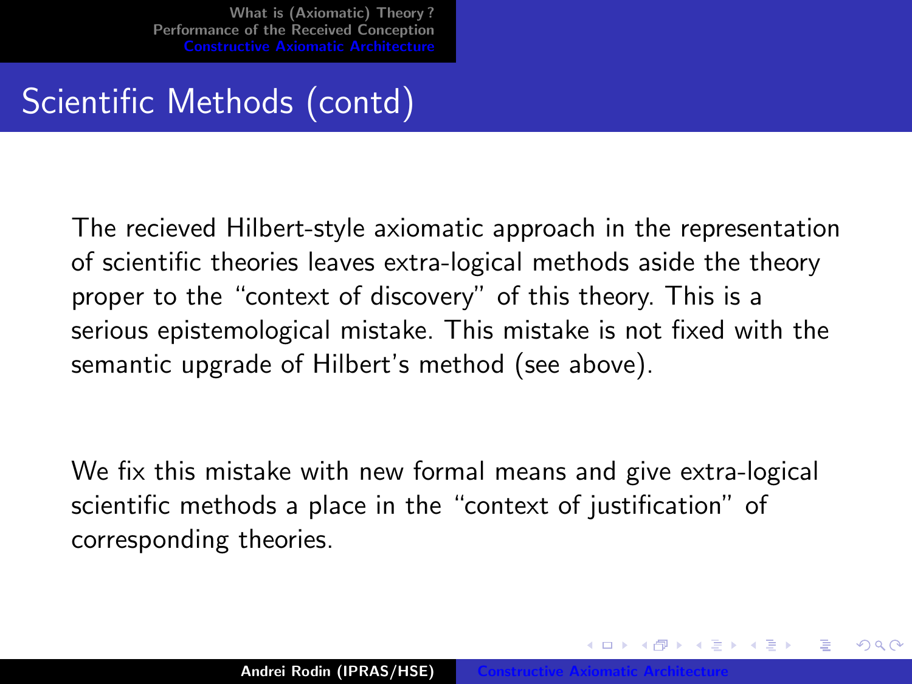## Scientific Methods (contd)

The recieved Hilbert-style axiomatic approach in the representation of scientific theories leaves extra-logical methods aside the theory proper to the "context of discovery" of this theory. This is a serious epistemological mistake. This mistake is not fixed with the semantic upgrade of Hilbert's method (see above).

We fix this mistake with new formal means and give extra-logical scientific methods a place in the "context of justification" of corresponding theories.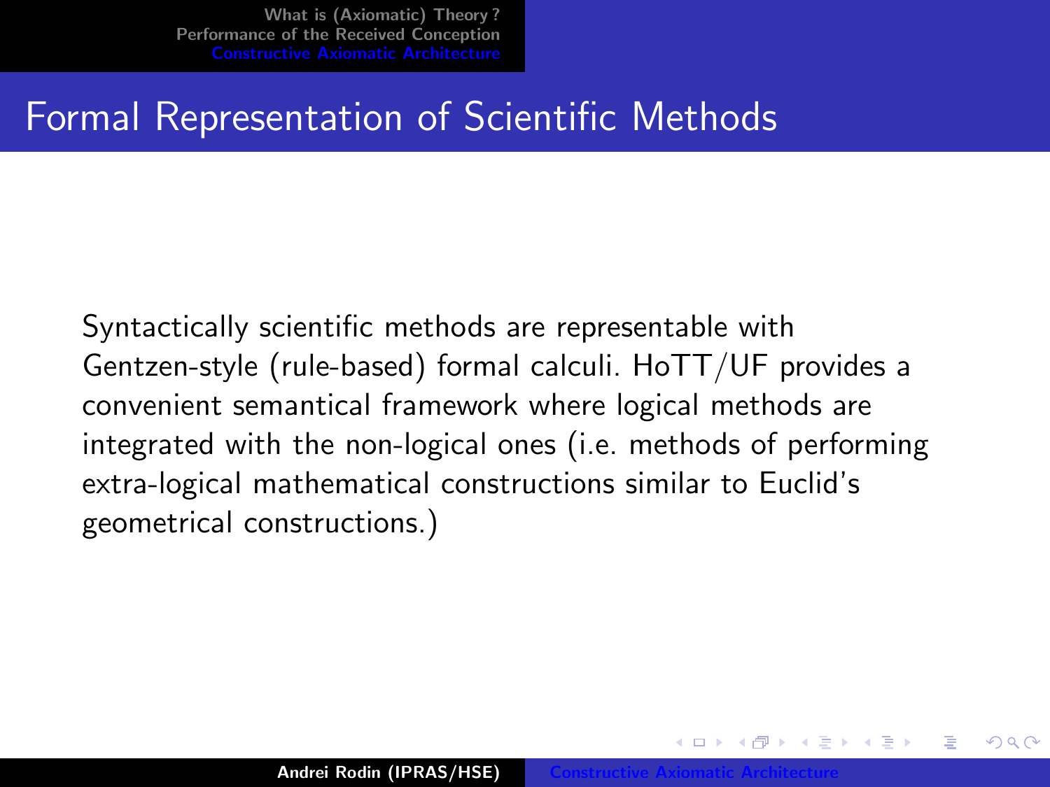# Formal Representation of Scientific Methods

Syntactically scientific methods are representable with Gentzen-style (rule-based) formal calculi. HoTT/UF provides a convenient semantical framework where logical methods are integrated with the non-logical ones (i.e. methods of performing extra-logical mathematical constructions similar to Euclid's geometrical constructions.)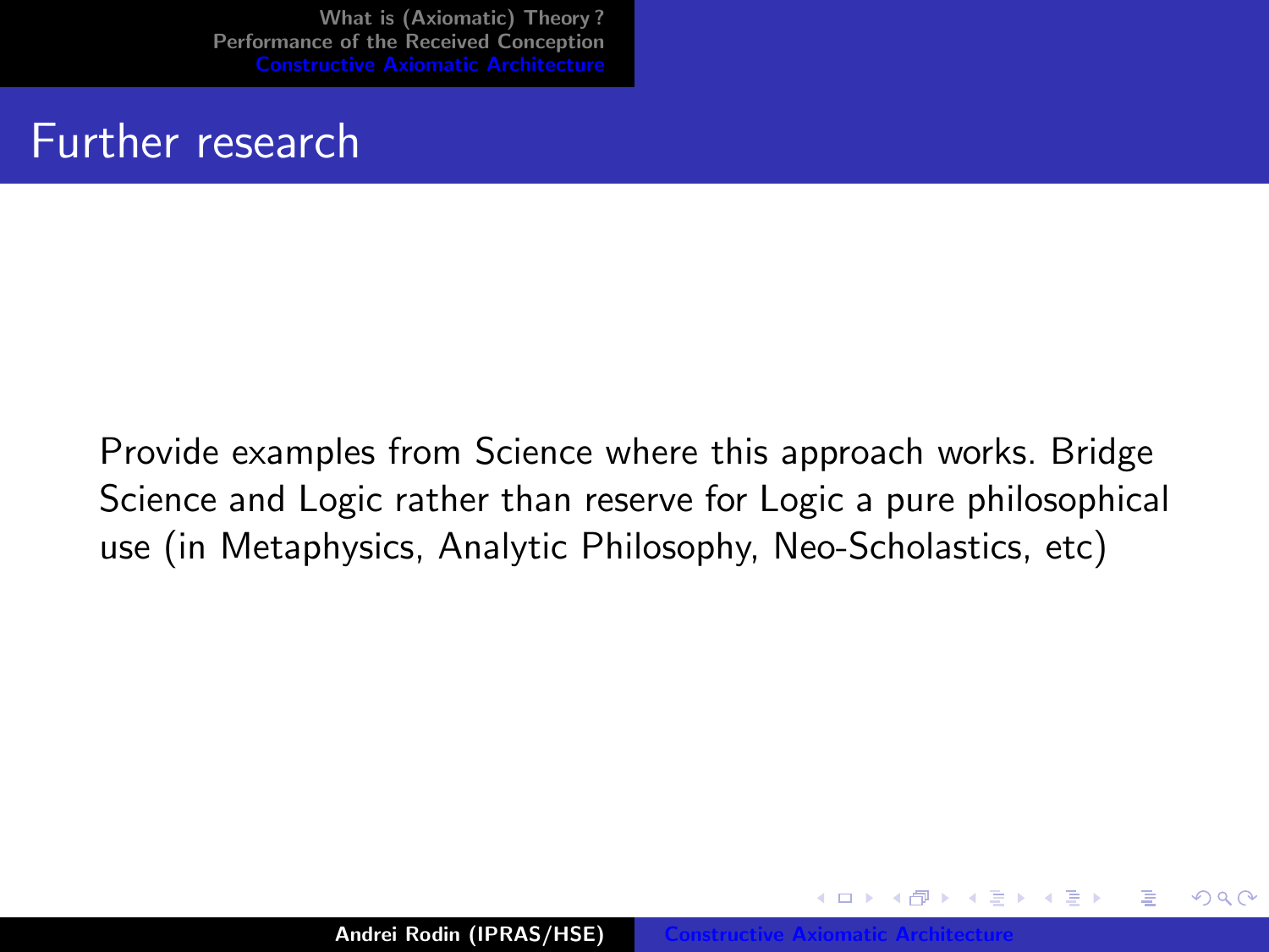# Further research

Provide examples from Science where this approach works. Bridge Science and Logic rather than reserve for Logic a pure philosophical use (in Metaphysics, Analytic Philosophy, Neo-Scholastics, etc)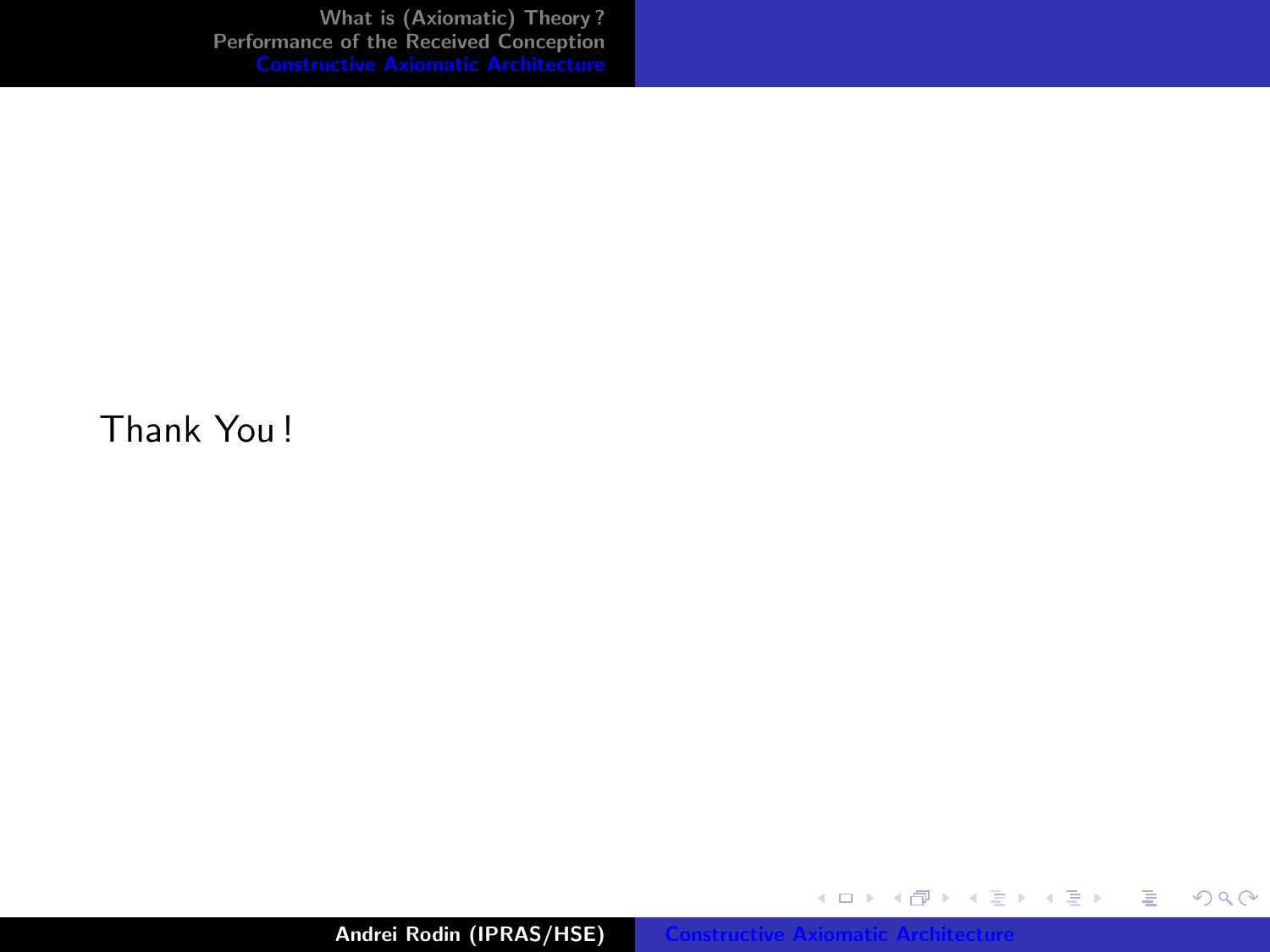Thank You !